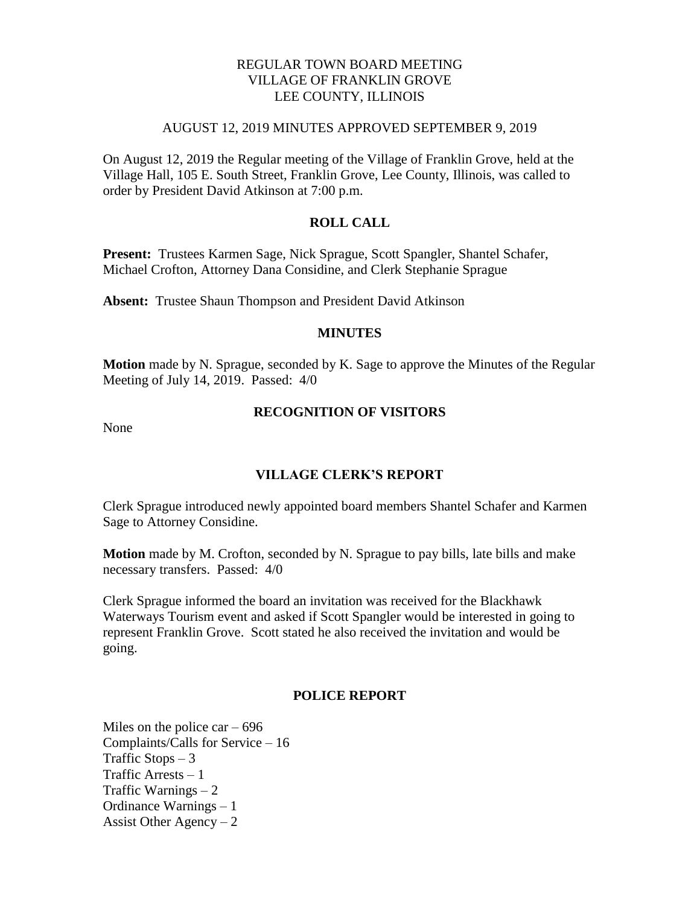# REGULAR TOWN BOARD MEETING
# VILLAGE OF FRANKLIN GROVE
# LEE COUNTY, ILLINOIS

AUGUST 12, 2019 MINUTES APPROVED SEPTEMBER 9, 2019

On August 12, 2019 the Regular meeting of the Village of Franklin Grove, held at the Village Hall, 105 E. South Street, Franklin Grove, Lee County, Illinois, was called to order by President David Atkinson at 7:00 p.m.

## ROLL CALL

**Present:** Trustees Karmen Sage, Nick Sprague, Scott Spangler, Shantel Schafer, Michael Crofton, Attorney Dana Considine, and Clerk Stephanie Sprague

**Absent:** Trustee Shaun Thompson and President David Atkinson

## MINUTES

**Motion** made by N. Sprague, seconded by K. Sage to approve the Minutes of the Regular Meeting of July 14, 2019. Passed: 4/0

## RECOGNITION OF VISITORS

None

## VILLAGE CLERK'S REPORT

Clerk Sprague introduced newly appointed board members Shantel Schafer and Karmen Sage to Attorney Considine.

**Motion** made by M. Crofton, seconded by N. Sprague to pay bills, late bills and make necessary transfers. Passed: 4/0

Clerk Sprague informed the board an invitation was received for the Blackhawk Waterways Tourism event and asked if Scott Spangler would be interested in going to represent Franklin Grove. Scott stated he also received the invitation and would be going.

## POLICE REPORT

Miles on the police car – 696
Complaints/Calls for Service – 16
Traffic Stops – 3
Traffic Arrests – 1
Traffic Warnings – 2
Ordinance Warnings – 1
Assist Other Agency – 2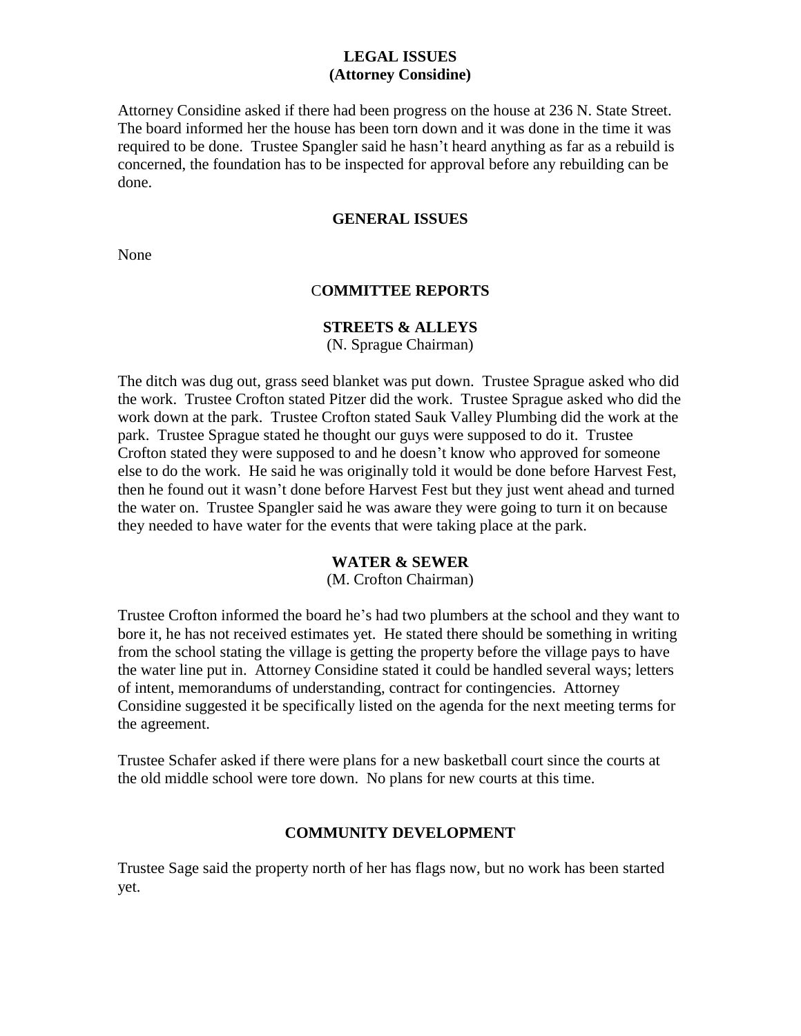## LEGAL ISSUES
## (Attorney Considine)

Attorney Considine asked if there had been progress on the house at 236 N. State Street. The board informed her the house has been torn down and it was done in the time it was required to be done. Trustee Spangler said he hasn't heard anything as far as a rebuild is concerned, the foundation has to be inspected for approval before any rebuilding can be done.

## GENERAL ISSUES

None

## COMMITTEE REPORTS

### STREETS & ALLEYS
(N. Sprague Chairman)

The ditch was dug out, grass seed blanket was put down. Trustee Sprague asked who did the work. Trustee Crofton stated Pitzer did the work. Trustee Sprague asked who did the work down at the park. Trustee Crofton stated Sauk Valley Plumbing did the work at the park. Trustee Sprague stated he thought our guys were supposed to do it. Trustee Crofton stated they were supposed to and he doesn't know who approved for someone else to do the work. He said he was originally told it would be done before Harvest Fest, then he found out it wasn't done before Harvest Fest but they just went ahead and turned the water on. Trustee Spangler said he was aware they were going to turn it on because they needed to have water for the events that were taking place at the park.

### WATER & SEWER
(M. Crofton Chairman)

Trustee Crofton informed the board he's had two plumbers at the school and they want to bore it, he has not received estimates yet. He stated there should be something in writing from the school stating the village is getting the property before the village pays to have the water line put in. Attorney Considine stated it could be handled several ways; letters of intent, memorandums of understanding, contract for contingencies. Attorney Considine suggested it be specifically listed on the agenda for the next meeting terms for the agreement.

Trustee Schafer asked if there were plans for a new basketball court since the courts at the old middle school were tore down. No plans for new courts at this time.

### COMMUNITY DEVELOPMENT

Trustee Sage said the property north of her has flags now, but no work has been started yet.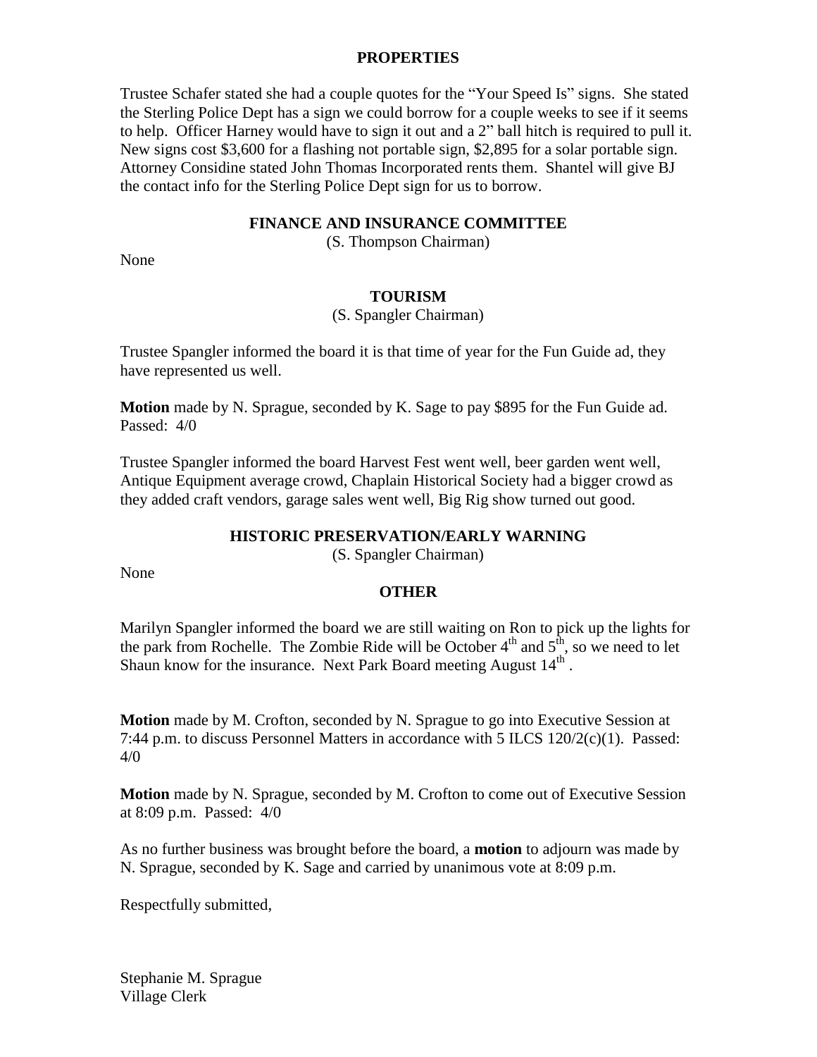## PROPERTIES

Trustee Schafer stated she had a couple quotes for the "Your Speed Is" signs. She stated the Sterling Police Dept has a sign we could borrow for a couple weeks to see if it seems to help. Officer Harney would have to sign it out and a 2" ball hitch is required to pull it. New signs cost $3,600 for a flashing not portable sign, $2,895 for a solar portable sign. Attorney Considine stated John Thomas Incorporated rents them. Shantel will give BJ the contact info for the Sterling Police Dept sign for us to borrow.

## FINANCE AND INSURANCE COMMITTEE

(S. Thompson Chairman)

None

## TOURISM

(S. Spangler Chairman)

Trustee Spangler informed the board it is that time of year for the Fun Guide ad, they have represented us well.

**Motion** made by N. Sprague, seconded by K. Sage to pay $895 for the Fun Guide ad. Passed: 4/0

Trustee Spangler informed the board Harvest Fest went well, beer garden went well, Antique Equipment average crowd, Chaplain Historical Society had a bigger crowd as they added craft vendors, garage sales went well, Big Rig show turned out good.

## HISTORIC PRESERVATION/EARLY WARNING

(S. Spangler Chairman)

None

## OTHER

Marilyn Spangler informed the board we are still waiting on Ron to pick up the lights for the park from Rochelle. The Zombie Ride will be October 4th and 5th, so we need to let Shaun know for the insurance. Next Park Board meeting August 14th .

**Motion** made by M. Crofton, seconded by N. Sprague to go into Executive Session at 7:44 p.m. to discuss Personnel Matters in accordance with 5 ILCS 120/2(c)(1). Passed: 4/0

**Motion** made by N. Sprague, seconded by M. Crofton to come out of Executive Session at 8:09 p.m. Passed: 4/0

As no further business was brought before the board, a **motion** to adjourn was made by N. Sprague, seconded by K. Sage and carried by unanimous vote at 8:09 p.m.

Respectfully submitted,

Stephanie M. Sprague
Village Clerk